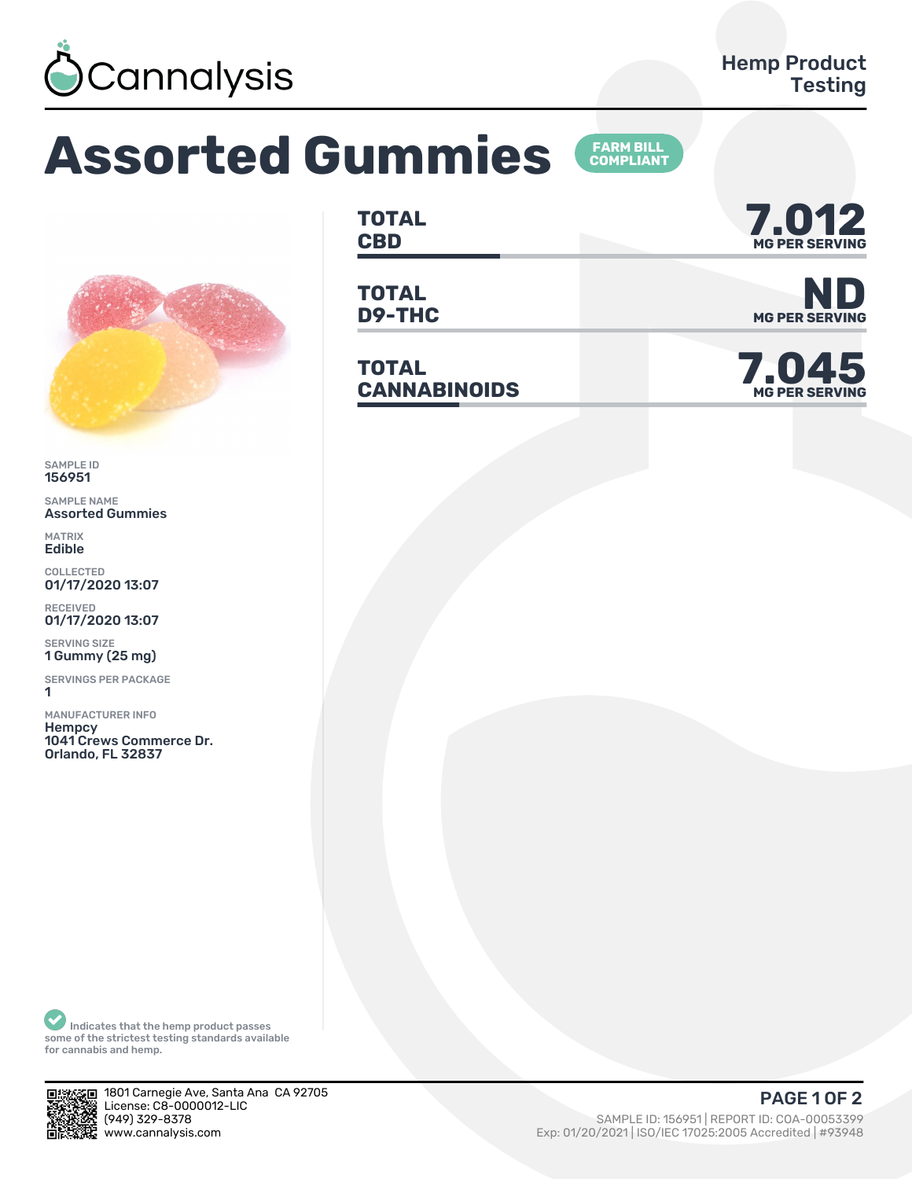Cannalysis

Hemp Product Testing

# Assorted Gummies

FARM BILL COMPLIANT

| | |
|---|---|
| **TOTAL CBD** | **7.012** MG PER SERVING |
| **TOTAL D9-THC** | **ND** MG PER SERVING |
| **TOTAL CANNABINOIDS** | **7.045** MG PER SERVING |

SAMPLE ID
156951

SAMPLE NAME
Assorted Gummies

MATRIX
Edible

COLLECTED
01/17/2020 13:07

RECEIVED
01/17/2020 13:07

SERVING SIZE
1 Gummy (25 mg)

SERVINGS PER PACKAGE
1

MANUFACTURER INFO
Hempcy
1041 Crews Commerce Dr.
Orlando, FL 32837

Indicates that the hemp product passes some of the strictest testing standards available for cannabis and hemp.

1801 Carnegie Ave, Santa Ana CA 92705
License: C8-0000012-LIC
(949) 329-8378
www.cannalysis.com

SAMPLE ID: 156951 | REPORT ID: COA-00053399
Exp: 01/20/2021 | ISO/IEC 17025:2005 Accredited | #93948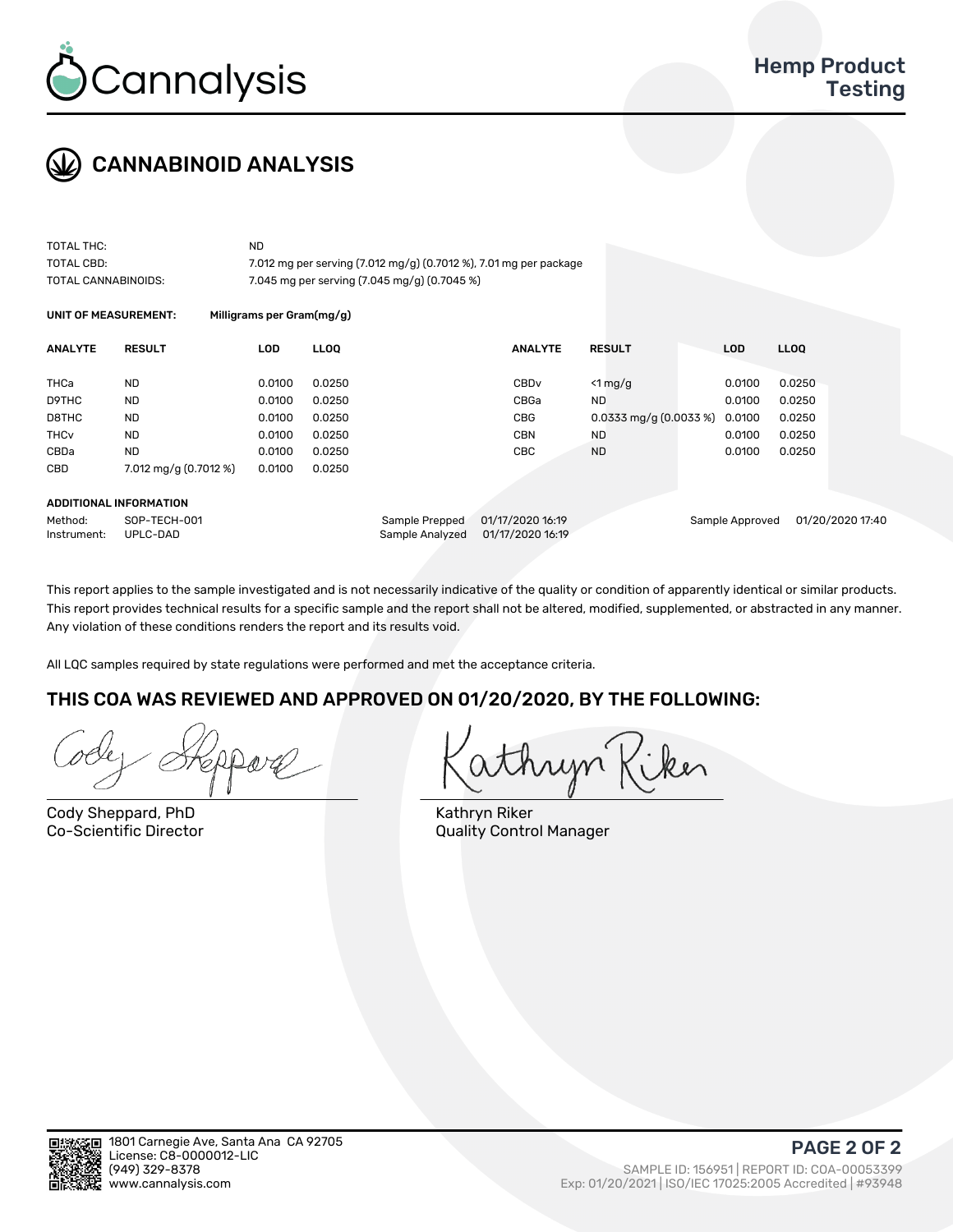Cannalysis

Hemp Product Testing

## CANNABINOID ANALYSIS

| | |
|---|---|
| TOTAL THC: | ND |
| TOTAL CBD: | 7.012 mg per serving (7.012 mg/g) (0.7012 %), 7.01 mg per package |
| TOTAL CANNABINOIDS: | 7.045 mg per serving (7.045 mg/g) (0.7045 %) |

**UNIT OF MEASUREMENT:** Milligrams per Gram(mg/g)

| ANALYTE | RESULT | LOD | LLOQ | ANALYTE | RESULT | LOD | LLOQ |
|---|---|---|---|---|---|---|---|
| THCa | ND | 0.0100 | 0.0250 | CBDv | <1 mg/g | 0.0100 | 0.0250 |
| D9THC | ND | 0.0100 | 0.0250 | CBGa | ND | 0.0100 | 0.0250 |
| D8THC | ND | 0.0100 | 0.0250 | CBG | 0.0333 mg/g (0.0033 %) | 0.0100 | 0.0250 |
| THCv | ND | 0.0100 | 0.0250 | CBN | ND | 0.0100 | 0.0250 |
| CBDa | ND | 0.0100 | 0.0250 | CBC | ND | 0.0100 | 0.0250 |
| CBD | 7.012 mg/g (0.7012 %) | 0.0100 | 0.0250 | | | | |

**ADDITIONAL INFORMATION**

| | | | | | |
|---|---|---|---|---|---|
| Method: | SOP-TECH-001 | Sample Prepped | 01/17/2020 16:19 | Sample Approved | 01/20/2020 17:40 |
| Instrument: | UPLC-DAD | Sample Analyzed | 01/17/2020 16:19 | | |

This report applies to the sample investigated and is not necessarily indicative of the quality or condition of apparently identical or similar products. This report provides technical results for a specific sample and the report shall not be altered, modified, supplemented, or abstracted in any manner. Any violation of these conditions renders the report and its results void.

All LQC samples required by state regulations were performed and met the acceptance criteria.

## THIS COA WAS REVIEWED AND APPROVED ON 01/20/2020, BY THE FOLLOWING:

Cody Sheppard, PhD
Co-Scientific Director

Kathryn Riker
Quality Control Manager

1801 Carnegie Ave, Santa Ana CA 92705
License: C8-0000012-LIC
(949) 329-8378
www.cannalysis.com

SAMPLE ID: 156951 | REPORT ID: COA-00053399
Exp: 01/20/2021 | ISO/IEC 17025:2005 Accredited | #93948